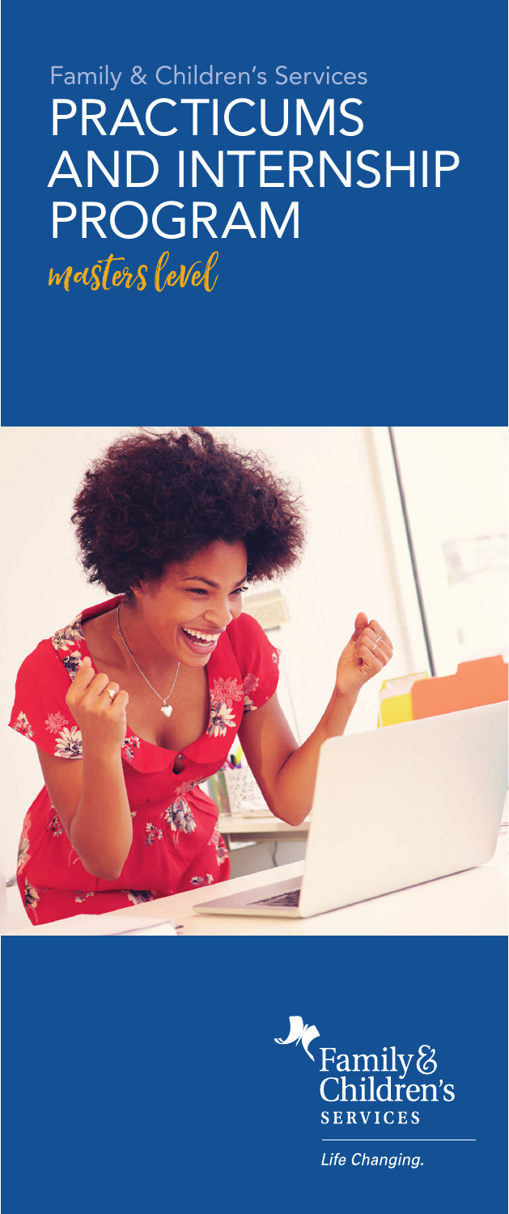Family & Children's Services

# PRACTICUMS AND INTERNSHIP PROGRAM

*masters level*

Family & Children's SERVICES

*Life Changing.*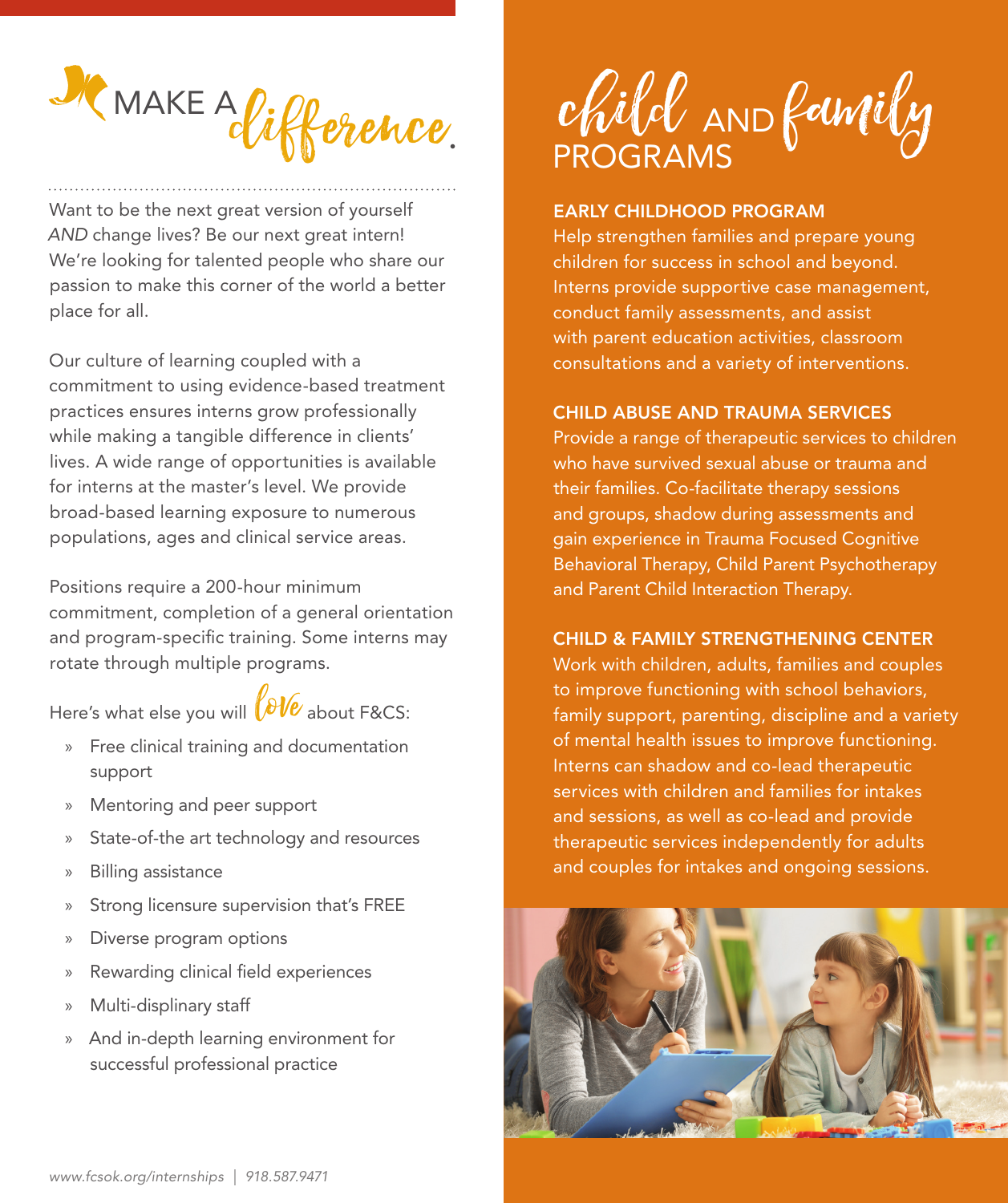# MAKE A *difference*.

Want to be the next great version of yourself *AND* change lives? Be our next great intern! We're looking for talented people who share our passion to make this corner of the world a better place for all.

Our culture of learning coupled with a commitment to using evidence-based treatment practices ensures interns grow professionally while making a tangible difference in clients' lives. A wide range of opportunities is available for interns at the master's level. We provide broad-based learning exposure to numerous populations, ages and clinical service areas.

Positions require a 200-hour minimum commitment, completion of a general orientation and program-specific training. Some interns may rotate through multiple programs.

Here's what else you will *love* about F&CS:

- Free clinical training and documentation support
- Mentoring and peer support
- State-of-the art technology and resources
- Billing assistance
- Strong licensure supervision that's FREE
- Diverse program options
- Rewarding clinical field experiences
- Multi-displinary staff
- And in-depth learning environment for successful professional practice

*www.fcsok.org/internships | 918.587.9471*

# *child* AND *family* PROGRAMS

### EARLY CHILDHOOD PROGRAM

Help strengthen families and prepare young children for success in school and beyond. Interns provide supportive case management, conduct family assessments, and assist with parent education activities, classroom consultations and a variety of interventions.

### CHILD ABUSE AND TRAUMA SERVICES

Provide a range of therapeutic services to children who have survived sexual abuse or trauma and their families. Co-facilitate therapy sessions and groups, shadow during assessments and gain experience in Trauma Focused Cognitive Behavioral Therapy, Child Parent Psychotherapy and Parent Child Interaction Therapy.

### CHILD & FAMILY STRENGTHENING CENTER

Work with children, adults, families and couples to improve functioning with school behaviors, family support, parenting, discipline and a variety of mental health issues to improve functioning. Interns can shadow and co-lead therapeutic services with children and families for intakes and sessions, as well as co-lead and provide therapeutic services independently for adults and couples for intakes and ongoing sessions.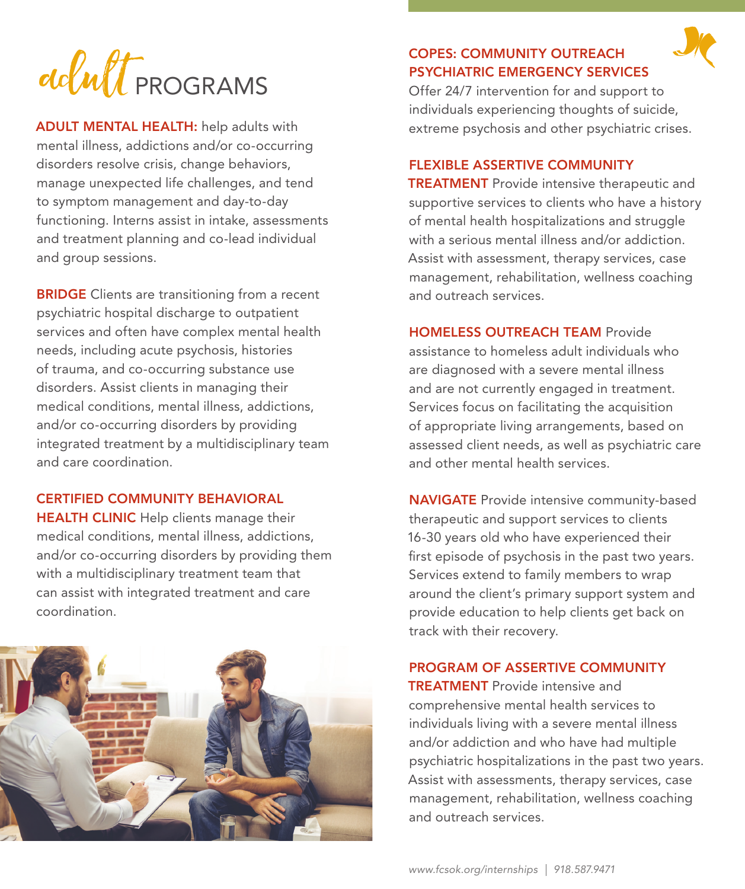# adult PROGRAMS

**ADULT MENTAL HEALTH:** help adults with mental illness, addictions and/or co-occurring disorders resolve crisis, change behaviors, manage unexpected life challenges, and tend to symptom management and day-to-day functioning. Interns assist in intake, assessments and treatment planning and co-lead individual and group sessions.

**BRIDGE** Clients are transitioning from a recent psychiatric hospital discharge to outpatient services and often have complex mental health needs, including acute psychosis, histories of trauma, and co-occurring substance use disorders. Assist clients in managing their medical conditions, mental illness, addictions, and/or co-occurring disorders by providing integrated treatment by a multidisciplinary team and care coordination.

**CERTIFIED COMMUNITY BEHAVIORAL HEALTH CLINIC** Help clients manage their medical conditions, mental illness, addictions, and/or co-occurring disorders by providing them with a multidisciplinary treatment team that can assist with integrated treatment and care coordination.

**COPES: COMMUNITY OUTREACH PSYCHIATRIC EMERGENCY SERVICES**
Offer 24/7 intervention for and support to individuals experiencing thoughts of suicide, extreme psychosis and other psychiatric crises.

**FLEXIBLE ASSERTIVE COMMUNITY TREATMENT** Provide intensive therapeutic and supportive services to clients who have a history of mental health hospitalizations and struggle with a serious mental illness and/or addiction. Assist with assessment, therapy services, case management, rehabilitation, wellness coaching and outreach services.

**HOMELESS OUTREACH TEAM** Provide assistance to homeless adult individuals who are diagnosed with a severe mental illness and are not currently engaged in treatment. Services focus on facilitating the acquisition of appropriate living arrangements, based on assessed client needs, as well as psychiatric care and other mental health services.

**NAVIGATE** Provide intensive community-based therapeutic and support services to clients 16-30 years old who have experienced their first episode of psychosis in the past two years. Services extend to family members to wrap around the client's primary support system and provide education to help clients get back on track with their recovery.

**PROGRAM OF ASSERTIVE COMMUNITY TREATMENT** Provide intensive and comprehensive mental health services to individuals living with a severe mental illness and/or addiction and who have had multiple psychiatric hospitalizations in the past two years. Assist with assessments, therapy services, case management, rehabilitation, wellness coaching and outreach services.

*www.fcsok.org/internships | 918.587.9471*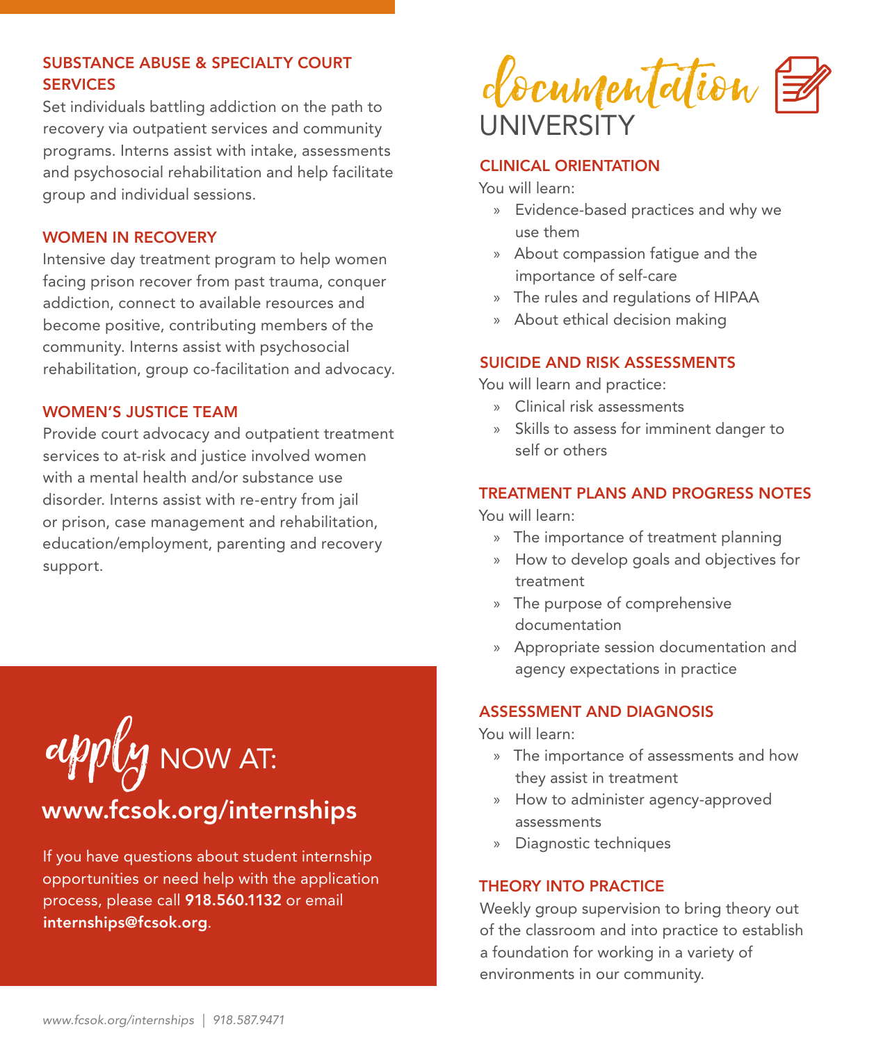## SUBSTANCE ABUSE & SPECIALTY COURT SERVICES

Set individuals battling addiction on the path to recovery via outpatient services and community programs. Interns assist with intake, assessments and psychosocial rehabilitation and help facilitate group and individual sessions.

## WOMEN IN RECOVERY

Intensive day treatment program to help women facing prison recover from past trauma, conquer addiction, connect to available resources and become positive, contributing members of the community. Interns assist with psychosocial rehabilitation, group co-facilitation and advocacy.

## WOMEN'S JUSTICE TEAM

Provide court advocacy and outpatient treatment services to at-risk and justice involved women with a mental health and/or substance use disorder. Interns assist with re-entry from jail or prison, case management and rehabilitation, education/employment, parenting and recovery support.

# apply NOW AT:

## www.fcsok.org/internships

If you have questions about student internship opportunities or need help with the application process, please call **918.560.1132** or email **internships@fcsok.org**.

# Documentation UNIVERSITY

## CLINICAL ORIENTATION

You will learn:

- Evidence-based practices and why we use them
- About compassion fatigue and the importance of self-care
- The rules and regulations of HIPAA
- About ethical decision making

## SUICIDE AND RISK ASSESSMENTS

You will learn and practice:

- Clinical risk assessments
- Skills to assess for imminent danger to self or others

## TREATMENT PLANS AND PROGRESS NOTES

You will learn:

- The importance of treatment planning
- How to develop goals and objectives for treatment
- The purpose of comprehensive documentation
- Appropriate session documentation and agency expectations in practice

## ASSESSMENT AND DIAGNOSIS

You will learn:

- The importance of assessments and how they assist in treatment
- How to administer agency-approved assessments
- Diagnostic techniques

## THEORY INTO PRACTICE

Weekly group supervision to bring theory out of the classroom and into practice to establish a foundation for working in a variety of environments in our community.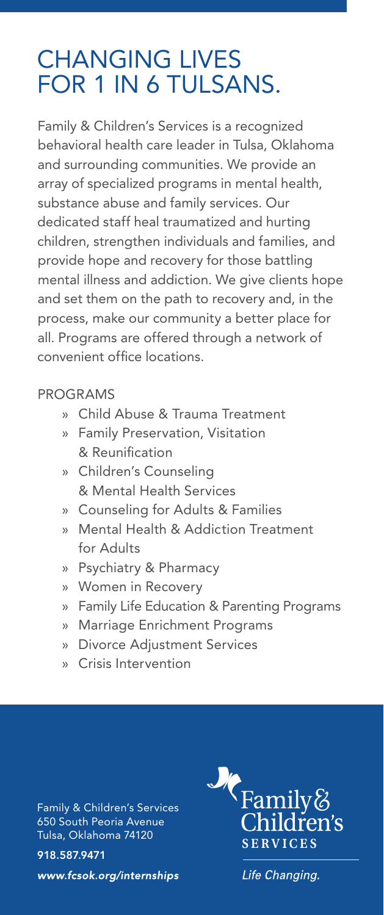# CHANGING LIVES FOR 1 IN 6 TULSANS.

Family & Children's Services is a recognized behavioral health care leader in Tulsa, Oklahoma and surrounding communities. We provide an array of specialized programs in mental health, substance abuse and family services. Our dedicated staff heal traumatized and hurting children, strengthen individuals and families, and provide hope and recovery for those battling mental illness and addiction. We give clients hope and set them on the path to recovery and, in the process, make our community a better place for all. Programs are offered through a network of convenient office locations.

PROGRAMS

- Child Abuse & Trauma Treatment
- Family Preservation, Visitation & Reunification
- Children's Counseling & Mental Health Services
- Counseling for Adults & Families
- Mental Health & Addiction Treatment for Adults
- Psychiatry & Pharmacy
- Women in Recovery
- Family Life Education & Parenting Programs
- Marriage Enrichment Programs
- Divorce Adjustment Services
- Crisis Intervention

Family & Children's Services
650 South Peoria Avenue
Tulsa, Oklahoma 74120

**918.587.9471**

***www.fcsok.org/internships***

Family & Children's SERVICES

*Life Changing.*